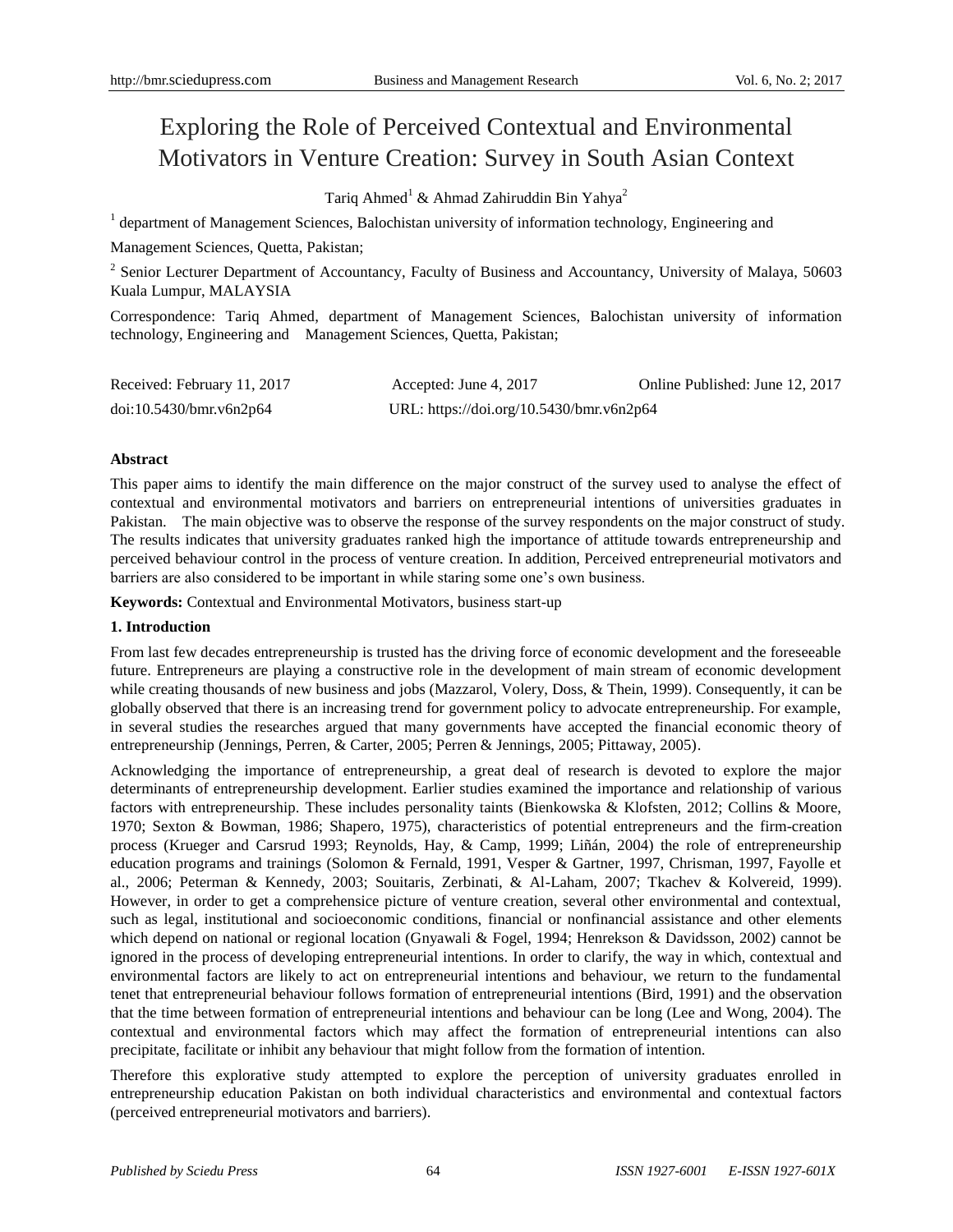# Exploring the Role of Perceived Contextual and Environmental Motivators in Venture Creation: Survey in South Asian Context

Tariq Ahmed[1] & Ahmad Zahiruddin Bin Yahya[2]

[1] department of Management Sciences, Balochistan university of information technology, Engineering and Management Sciences, Quetta, Pakistan;

[2] Senior Lecturer Department of Accountancy, Faculty of Business and Accountancy, University of Malaya, 50603 Kuala Lumpur, MALAYSIA

Correspondence: Tariq Ahmed, department of Management Sciences, Balochistan university of information technology, Engineering and Management Sciences, Quetta, Pakistan;

Received: February 11, 2017 Accepted: June 4, 2017 Online Published: June 12, 2017

doi:10.5430/bmr.v6n2p64 URL: https://doi.org/10.5430/bmr.v6n2p64

**Abstract**

This paper aims to identify the main difference on the major construct of the survey used to analyse the effect of contextual and environmental motivators and barriers on entrepreneurial intentions of universities graduates in Pakistan. The main objective was to observe the response of the survey respondents on the major construct of study. The results indicates that university graduates ranked high the importance of attitude towards entrepreneurship and perceived behaviour control in the process of venture creation. In addition, Perceived entrepreneurial motivators and barriers are also considered to be important in while staring some one's own business.

**Keywords:** Contextual and Environmental Motivators, business start-up

## 1. Introduction

From last few decades entrepreneurship is trusted has the driving force of economic development and the foreseeable future. Entrepreneurs are playing a constructive role in the development of main stream of economic development while creating thousands of new business and jobs (Mazzarol, Volery, Doss, & Thein, 1999). Consequently, it can be globally observed that there is an increasing trend for government policy to advocate entrepreneurship. For example, in several studies the researches argued that many governments have accepted the financial economic theory of entrepreneurship (Jennings, Perren, & Carter, 2005; Perren & Jennings, 2005; Pittaway, 2005).

Acknowledging the importance of entrepreneurship, a great deal of research is devoted to explore the major determinants of entrepreneurship development. Earlier studies examined the importance and relationship of various factors with entrepreneurship. These includes personality taints (Bienkowska & Klofsten, 2012; Collins & Moore, 1970; Sexton & Bowman, 1986; Shapero, 1975), characteristics of potential entrepreneurs and the firm-creation process (Krueger and Carsrud 1993; Reynolds, Hay, & Camp, 1999; Liñán, 2004) the role of entrepreneurship education programs and trainings (Solomon & Fernald, 1991, Vesper & Gartner, 1997, Chrisman, 1997, Fayolle et al., 2006; Peterman & Kennedy, 2003; Souitaris, Zerbinati, & Al-Laham, 2007; Tkachev & Kolvereid, 1999). However, in order to get a comprehensive picture of venture creation, several other environmental and contextual, such as legal, institutional and socioeconomic conditions, financial or nonfinancial assistance and other elements which depend on national or regional location (Gnyawali & Fogel, 1994; Henrekson & Davidsson, 2002) cannot be ignored in the process of developing entrepreneurial intentions. In order to clarify, the way in which, contextual and environmental factors are likely to act on entrepreneurial intentions and behaviour, we return to the fundamental tenet that entrepreneurial behaviour follows formation of entrepreneurial intentions (Bird, 1991) and the observation that the time between formation of entrepreneurial intentions and behaviour can be long (Lee and Wong, 2004). The contextual and environmental factors which may affect the formation of entrepreneurial intentions can also precipitate, facilitate or inhibit any behaviour that might follow from the formation of intention.

Therefore this explorative study attempted to explore the perception of university graduates enrolled in entrepreneurship education Pakistan on both individual characteristics and environmental and contextual factors (perceived entrepreneurial motivators and barriers).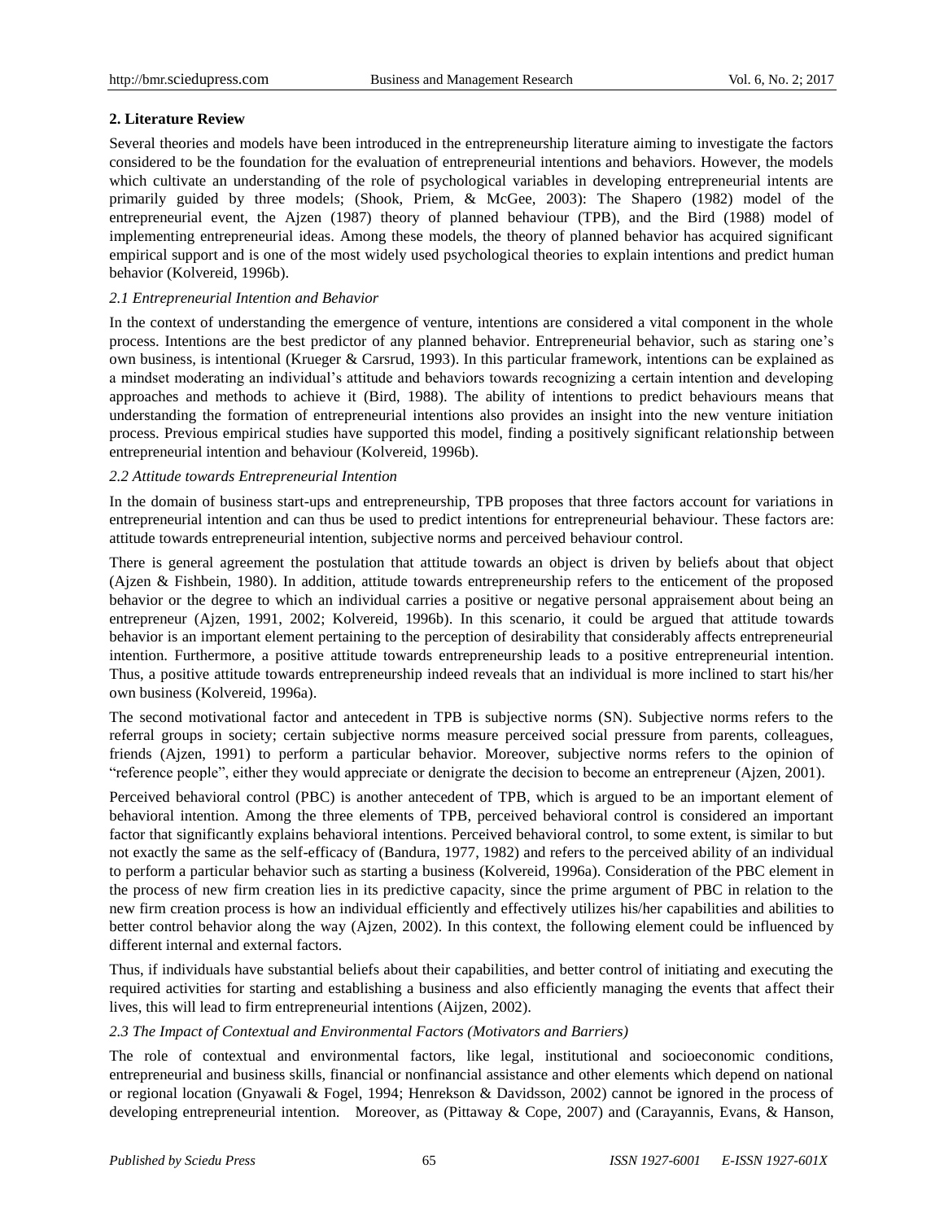## 2. Literature Review

Several theories and models have been introduced in the entrepreneurship literature aiming to investigate the factors considered to be the foundation for the evaluation of entrepreneurial intentions and behaviors. However, the models which cultivate an understanding of the role of psychological variables in developing entrepreneurial intents are primarily guided by three models; (Shook, Priem, & McGee, 2003): The Shapero (1982) model of the entrepreneurial event, the Ajzen (1987) theory of planned behaviour (TPB), and the Bird (1988) model of implementing entrepreneurial ideas. Among these models, the theory of planned behavior has acquired significant empirical support and is one of the most widely used psychological theories to explain intentions and predict human behavior (Kolvereid, 1996b).

### *2.1 Entrepreneurial Intention and Behavior*

In the context of understanding the emergence of venture, intentions are considered a vital component in the whole process. Intentions are the best predictor of any planned behavior. Entrepreneurial behavior, such as staring one's own business, is intentional (Krueger & Carsrud, 1993). In this particular framework, intentions can be explained as a mindset moderating an individual's attitude and behaviors towards recognizing a certain intention and developing approaches and methods to achieve it (Bird, 1988). The ability of intentions to predict behaviours means that understanding the formation of entrepreneurial intentions also provides an insight into the new venture initiation process. Previous empirical studies have supported this model, finding a positively significant relationship between entrepreneurial intention and behaviour (Kolvereid, 1996b).

### *2.2 Attitude towards Entrepreneurial Intention*

In the domain of business start-ups and entrepreneurship, TPB proposes that three factors account for variations in entrepreneurial intention and can thus be used to predict intentions for entrepreneurial behaviour. These factors are: attitude towards entrepreneurial intention, subjective norms and perceived behaviour control.

There is general agreement the postulation that attitude towards an object is driven by beliefs about that object (Ajzen & Fishbein, 1980). In addition, attitude towards entrepreneurship refers to the enticement of the proposed behavior or the degree to which an individual carries a positive or negative personal appraisement about being an entrepreneur (Ajzen, 1991, 2002; Kolvereid, 1996b). In this scenario, it could be argued that attitude towards behavior is an important element pertaining to the perception of desirability that considerably affects entrepreneurial intention. Furthermore, a positive attitude towards entrepreneurship leads to a positive entrepreneurial intention. Thus, a positive attitude towards entrepreneurship indeed reveals that an individual is more inclined to start his/her own business (Kolvereid, 1996a).

The second motivational factor and antecedent in TPB is subjective norms (SN). Subjective norms refers to the referral groups in society; certain subjective norms measure perceived social pressure from parents, colleagues, friends (Ajzen, 1991) to perform a particular behavior. Moreover, subjective norms refers to the opinion of "reference people", either they would appreciate or denigrate the decision to become an entrepreneur (Ajzen, 2001).

Perceived behavioral control (PBC) is another antecedent of TPB, which is argued to be an important element of behavioral intention. Among the three elements of TPB, perceived behavioral control is considered an important factor that significantly explains behavioral intentions. Perceived behavioral control, to some extent, is similar to but not exactly the same as the self-efficacy of (Bandura, 1977, 1982) and refers to the perceived ability of an individual to perform a particular behavior such as starting a business (Kolvereid, 1996a). Consideration of the PBC element in the process of new firm creation lies in its predictive capacity, since the prime argument of PBC in relation to the new firm creation process is how an individual efficiently and effectively utilizes his/her capabilities and abilities to better control behavior along the way (Ajzen, 2002). In this context, the following element could be influenced by different internal and external factors.

Thus, if individuals have substantial beliefs about their capabilities, and better control of initiating and executing the required activities for starting and establishing a business and also efficiently managing the events that affect their lives, this will lead to firm entrepreneurial intentions (Aijzen, 2002).

### *2.3 The Impact of Contextual and Environmental Factors (Motivators and Barriers)*

The role of contextual and environmental factors, like legal, institutional and socioeconomic conditions, entrepreneurial and business skills, financial or nonfinancial assistance and other elements which depend on national or regional location (Gnyawali & Fogel, 1994; Henrekson & Davidsson, 2002) cannot be ignored in the process of developing entrepreneurial intention. Moreover, as (Pittaway & Cope, 2007) and (Carayannis, Evans, & Hanson,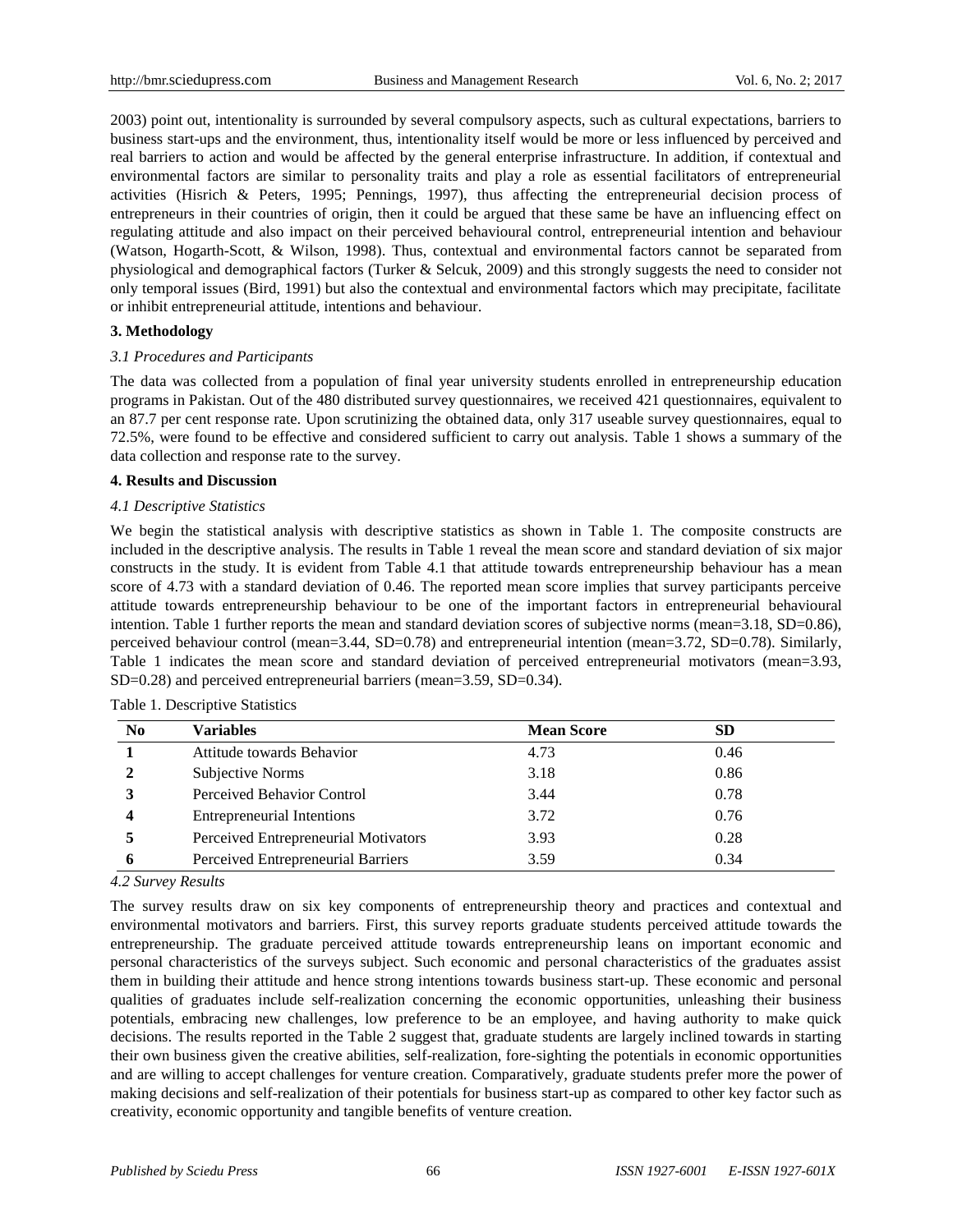2003) point out, intentionality is surrounded by several compulsory aspects, such as cultural expectations, barriers to business start-ups and the environment, thus, intentionality itself would be more or less influenced by perceived and real barriers to action and would be affected by the general enterprise infrastructure. In addition, if contextual and environmental factors are similar to personality traits and play a role as essential facilitators of entrepreneurial activities (Hisrich & Peters, 1995; Pennings, 1997), thus affecting the entrepreneurial decision process of entrepreneurs in their countries of origin, then it could be argued that these same be have an influencing effect on regulating attitude and also impact on their perceived behavioural control, entrepreneurial intention and behaviour (Watson, Hogarth-Scott, & Wilson, 1998). Thus, contextual and environmental factors cannot be separated from physiological and demographical factors (Turker & Selcuk, 2009) and this strongly suggests the need to consider not only temporal issues (Bird, 1991) but also the contextual and environmental factors which may precipitate, facilitate or inhibit entrepreneurial attitude, intentions and behaviour.

## 3. Methodology

### *3.1 Procedures and Participants*

The data was collected from a population of final year university students enrolled in entrepreneurship education programs in Pakistan. Out of the 480 distributed survey questionnaires, we received 421 questionnaires, equivalent to an 87.7 per cent response rate. Upon scrutinizing the obtained data, only 317 useable survey questionnaires, equal to 72.5%, were found to be effective and considered sufficient to carry out analysis. Table 1 shows a summary of the data collection and response rate to the survey.

## 4. Results and Discussion

### *4.1 Descriptive Statistics*

We begin the statistical analysis with descriptive statistics as shown in Table 1. The composite constructs are included in the descriptive analysis. The results in Table 1 reveal the mean score and standard deviation of six major constructs in the study. It is evident from Table 4.1 that attitude towards entrepreneurship behaviour has a mean score of 4.73 with a standard deviation of 0.46. The reported mean score implies that survey participants perceive attitude towards entrepreneurship behaviour to be one of the important factors in entrepreneurial behavioural intention. Table 1 further reports the mean and standard deviation scores of subjective norms (mean=3.18, SD=0.86), perceived behaviour control (mean=3.44, SD=0.78) and entrepreneurial intention (mean=3.72, SD=0.78). Similarly, Table 1 indicates the mean score and standard deviation of perceived entrepreneurial motivators (mean=3.93, SD=0.28) and perceived entrepreneurial barriers (mean=3.59, SD=0.34).

Table 1. Descriptive Statistics

| No | Variables | Mean Score | SD |
|---|---|---|---|
| **1** | Attitude towards Behavior | 4.73 | 0.46 |
| **2** | Subjective Norms | 3.18 | 0.86 |
| **3** | Perceived Behavior Control | 3.44 | 0.78 |
| **4** | Entrepreneurial Intentions | 3.72 | 0.76 |
| **5** | Perceived Entrepreneurial Motivators | 3.93 | 0.28 |
| **6** | Perceived Entrepreneurial Barriers | 3.59 | 0.34 |

### *4.2 Survey Results*

The survey results draw on six key components of entrepreneurship theory and practices and contextual and environmental motivators and barriers. First, this survey reports graduate students perceived attitude towards the entrepreneurship. The graduate perceived attitude towards entrepreneurship leans on important economic and personal characteristics of the surveys subject. Such economic and personal characteristics of the graduates assist them in building their attitude and hence strong intentions towards business start-up. These economic and personal qualities of graduates include self-realization concerning the economic opportunities, unleashing their business potentials, embracing new challenges, low preference to be an employee, and having authority to make quick decisions. The results reported in the Table 2 suggest that, graduate students are largely inclined towards in starting their own business given the creative abilities, self-realization, fore-sighting the potentials in economic opportunities and are willing to accept challenges for venture creation. Comparatively, graduate students prefer more the power of making decisions and self-realization of their potentials for business start-up as compared to other key factor such as creativity, economic opportunity and tangible benefits of venture creation.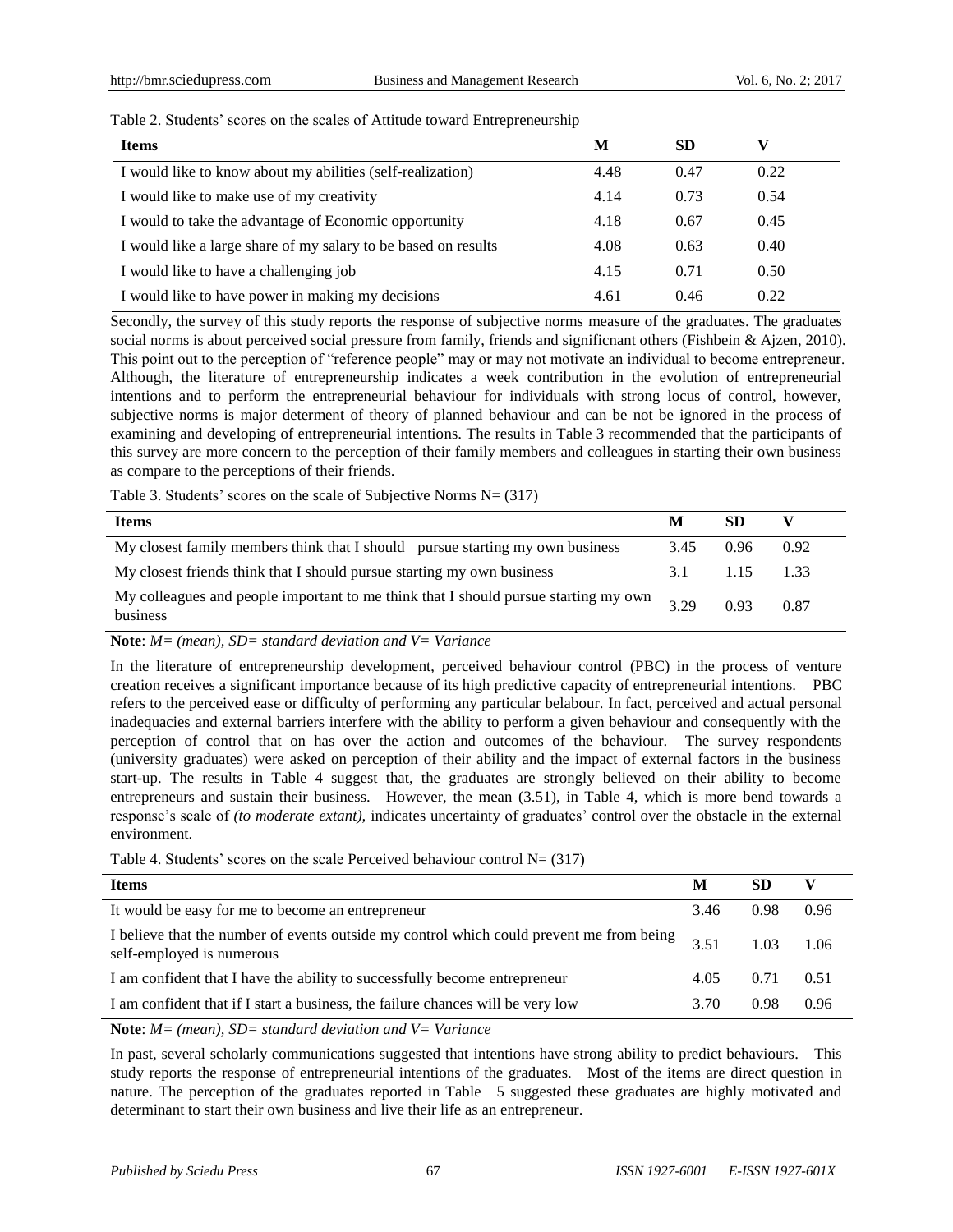Table 2. Students' scores on the scales of Attitude toward Entrepreneurship

| Items | M | SD | V |
|---|---|---|---|
| I would like to know about my abilities (self-realization) | 4.48 | 0.47 | 0.22 |
| I would like to make use of my creativity | 4.14 | 0.73 | 0.54 |
| I would to take the advantage of Economic opportunity | 4.18 | 0.67 | 0.45 |
| I would like a large share of my salary to be based on results | 4.08 | 0.63 | 0.40 |
| I would like to have a challenging job | 4.15 | 0.71 | 0.50 |
| I would like to have power in making my decisions | 4.61 | 0.46 | 0.22 |

Secondly, the survey of this study reports the response of subjective norms measure of the graduates. The graduates social norms is about perceived social pressure from family, friends and significnant others (Fishbein & Ajzen, 2010). This point out to the perception of "reference people" may or may not motivate an individual to become entrepreneur. Although, the literature of entrepreneurship indicates a week contribution in the evolution of entrepreneurial intentions and to perform the entrepreneurial behaviour for individuals with strong locus of control, however, subjective norms is major determent of theory of planned behaviour and can be not be ignored in the process of examining and developing of entrepreneurial intentions. The results in Table 3 recommended that the participants of this survey are more concern to the perception of their family members and colleagues in starting their own business as compare to the perceptions of their friends.

Table 3. Students' scores on the scale of Subjective Norms N= (317)

| Items | M | SD | V |
|---|---|---|---|
| My closest family members think that I should pursue starting my own business | 3.45 | 0.96 | 0.92 |
| My closest friends think that I should pursue starting my own business | 3.1 | 1.15 | 1.33 |
| My colleagues and people important to me think that I should pursue starting my own business | 3.29 | 0.93 | 0.87 |

**Note**: *M= (mean), SD= standard deviation and V= Variance*

In the literature of entrepreneurship development, perceived behaviour control (PBC) in the process of venture creation receives a significant importance because of its high predictive capacity of entrepreneurial intentions. PBC refers to the perceived ease or difficulty of performing any particular belabour. In fact, perceived and actual personal inadequacies and external barriers interfere with the ability to perform a given behaviour and consequently with the perception of control that on has over the action and outcomes of the behaviour. The survey respondents (university graduates) were asked on perception of their ability and the impact of external factors in the business start-up. The results in Table 4 suggest that, the graduates are strongly believed on their ability to become entrepreneurs and sustain their business. However, the mean (3.51), in Table 4, which is more bend towards a response's scale of *(to moderate extant),* indicates uncertainty of graduates' control over the obstacle in the external environment.

Table 4. Students' scores on the scale Perceived behaviour control N= (317)

| Items | M | SD | V |
|---|---|---|---|
| It would be easy for me to become an entrepreneur | 3.46 | 0.98 | 0.96 |
| I believe that the number of events outside my control which could prevent me from being self-employed is numerous | 3.51 | 1.03 | 1.06 |
| I am confident that I have the ability to successfully become entrepreneur | 4.05 | 0.71 | 0.51 |
| I am confident that if I start a business, the failure chances will be very low | 3.70 | 0.98 | 0.96 |

**Note**: *M= (mean), SD= standard deviation and V= Variance*

In past, several scholarly communications suggested that intentions have strong ability to predict behaviours. This study reports the response of entrepreneurial intentions of the graduates. Most of the items are direct question in nature. The perception of the graduates reported in Table 5 suggested these graduates are highly motivated and determinant to start their own business and live their life as an entrepreneur.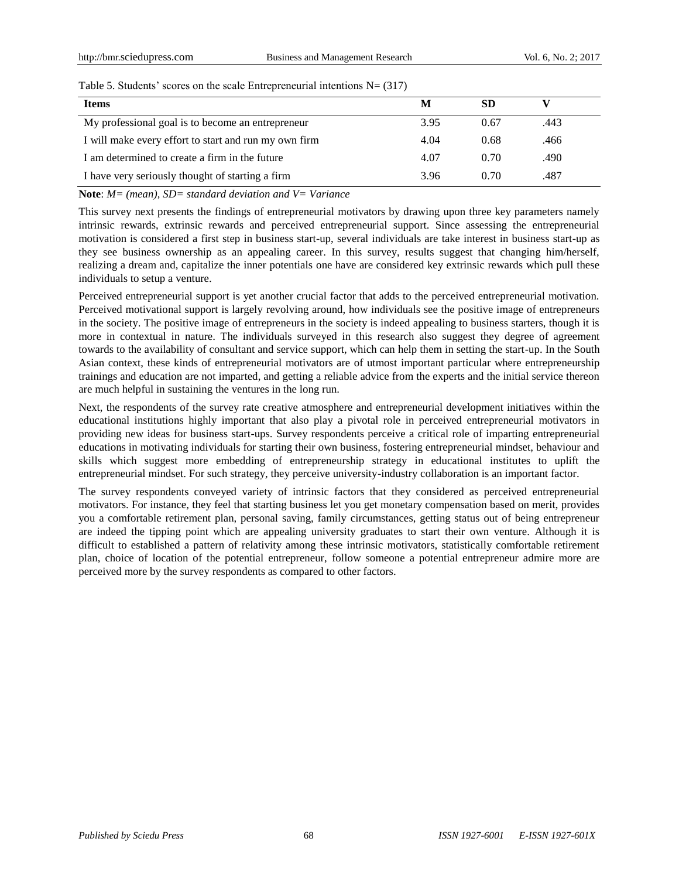Table 5. Students' scores on the scale Entrepreneurial intentions N= (317)

| Items | M | SD | V |
|---|---|---|---|
| My professional goal is to become an entrepreneur | 3.95 | 0.67 | .443 |
| I will make every effort to start and run my own firm | 4.04 | 0.68 | .466 |
| I am determined to create a firm in the future | 4.07 | 0.70 | .490 |
| I have very seriously thought of starting a firm | 3.96 | 0.70 | .487 |

**Note**: *M= (mean), SD= standard deviation and V= Variance*

This survey next presents the findings of entrepreneurial motivators by drawing upon three key parameters namely intrinsic rewards, extrinsic rewards and perceived entrepreneurial support. Since assessing the entrepreneurial motivation is considered a first step in business start-up, several individuals are take interest in business start-up as they see business ownership as an appealing career. In this survey, results suggest that changing him/herself, realizing a dream and, capitalize the inner potentials one have are considered key extrinsic rewards which pull these individuals to setup a venture.

Perceived entrepreneurial support is yet another crucial factor that adds to the perceived entrepreneurial motivation. Perceived motivational support is largely revolving around, how individuals see the positive image of entrepreneurs in the society. The positive image of entrepreneurs in the society is indeed appealing to business starters, though it is more in contextual in nature. The individuals surveyed in this research also suggest they degree of agreement towards to the availability of consultant and service support, which can help them in setting the start-up. In the South Asian context, these kinds of entrepreneurial motivators are of utmost important particular where entrepreneurship trainings and education are not imparted, and getting a reliable advice from the experts and the initial service thereon are much helpful in sustaining the ventures in the long run.

Next, the respondents of the survey rate creative atmosphere and entrepreneurial development initiatives within the educational institutions highly important that also play a pivotal role in perceived entrepreneurial motivators in providing new ideas for business start-ups. Survey respondents perceive a critical role of imparting entrepreneurial educations in motivating individuals for starting their own business, fostering entrepreneurial mindset, behaviour and skills which suggest more embedding of entrepreneurship strategy in educational institutes to uplift the entrepreneurial mindset. For such strategy, they perceive university-industry collaboration is an important factor.

The survey respondents conveyed variety of intrinsic factors that they considered as perceived entrepreneurial motivators. For instance, they feel that starting business let you get monetary compensation based on merit, provides you a comfortable retirement plan, personal saving, family circumstances, getting status out of being entrepreneur are indeed the tipping point which are appealing university graduates to start their own venture. Although it is difficult to established a pattern of relativity among these intrinsic motivators, statistically comfortable retirement plan, choice of location of the potential entrepreneur, follow someone a potential entrepreneur admire more are perceived more by the survey respondents as compared to other factors.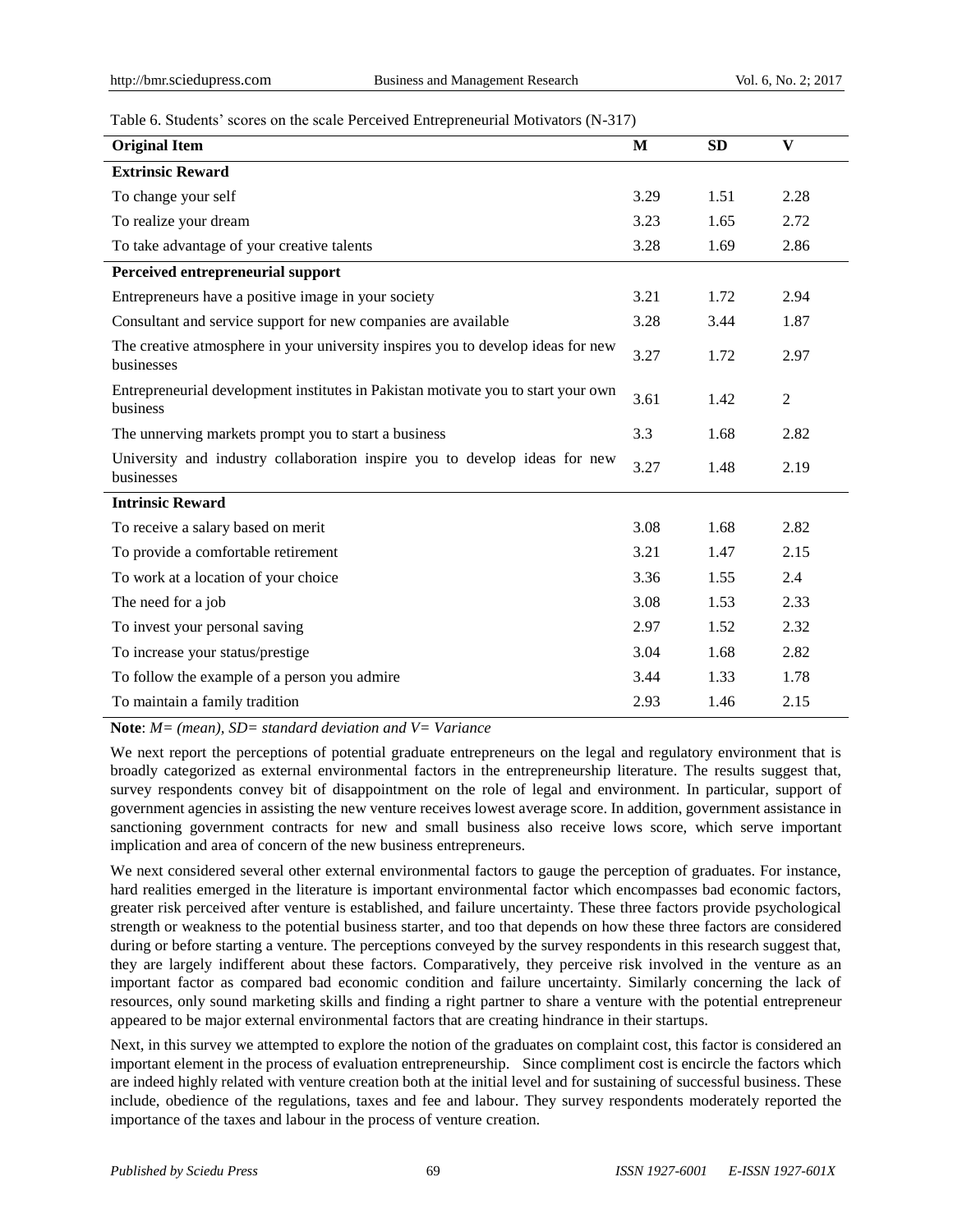Table 6. Students' scores on the scale Perceived Entrepreneurial Motivators (N-317)

| Original Item | M | SD | V |
|---|---|---|---|
| **Extrinsic Reward** | | | |
| To change your self | 3.29 | 1.51 | 2.28 |
| To realize your dream | 3.23 | 1.65 | 2.72 |
| To take advantage of your creative talents | 3.28 | 1.69 | 2.86 |
| **Perceived entrepreneurial support** | | | |
| Entrepreneurs have a positive image in your society | 3.21 | 1.72 | 2.94 |
| Consultant and service support for new companies are available | 3.28 | 3.44 | 1.87 |
| The creative atmosphere in your university inspires you to develop ideas for new businesses | 3.27 | 1.72 | 2.97 |
| Entrepreneurial development institutes in Pakistan motivate you to start your own business | 3.61 | 1.42 | 2 |
| The unnerving markets prompt you to start a business | 3.3 | 1.68 | 2.82 |
| University and industry collaboration inspire you to develop ideas for new businesses | 3.27 | 1.48 | 2.19 |
| **Intrinsic Reward** | | | |
| To receive a salary based on merit | 3.08 | 1.68 | 2.82 |
| To provide a comfortable retirement | 3.21 | 1.47 | 2.15 |
| To work at a location of your choice | 3.36 | 1.55 | 2.4 |
| The need for a job | 3.08 | 1.53 | 2.33 |
| To invest your personal saving | 2.97 | 1.52 | 2.32 |
| To increase your status/prestige | 3.04 | 1.68 | 2.82 |
| To follow the example of a person you admire | 3.44 | 1.33 | 1.78 |
| To maintain a family tradition | 2.93 | 1.46 | 2.15 |

**Note**: *M= (mean), SD= standard deviation and V= Variance*

We next report the perceptions of potential graduate entrepreneurs on the legal and regulatory environment that is broadly categorized as external environmental factors in the entrepreneurship literature. The results suggest that, survey respondents convey bit of disappointment on the role of legal and environment. In particular, support of government agencies in assisting the new venture receives lowest average score. In addition, government assistance in sanctioning government contracts for new and small business also receive lows score, which serve important implication and area of concern of the new business entrepreneurs.

We next considered several other external environmental factors to gauge the perception of graduates. For instance, hard realities emerged in the literature is important environmental factor which encompasses bad economic factors, greater risk perceived after venture is established, and failure uncertainty. These three factors provide psychological strength or weakness to the potential business starter, and too that depends on how these three factors are considered during or before starting a venture. The perceptions conveyed by the survey respondents in this research suggest that, they are largely indifferent about these factors. Comparatively, they perceive risk involved in the venture as an important factor as compared bad economic condition and failure uncertainty. Similarly concerning the lack of resources, only sound marketing skills and finding a right partner to share a venture with the potential entrepreneur appeared to be major external environmental factors that are creating hindrance in their startups.

Next, in this survey we attempted to explore the notion of the graduates on complaint cost, this factor is considered an important element in the process of evaluation entrepreneurship. Since compliment cost is encircle the factors which are indeed highly related with venture creation both at the initial level and for sustaining of successful business. These include, obedience of the regulations, taxes and fee and labour. They survey respondents moderately reported the importance of the taxes and labour in the process of venture creation.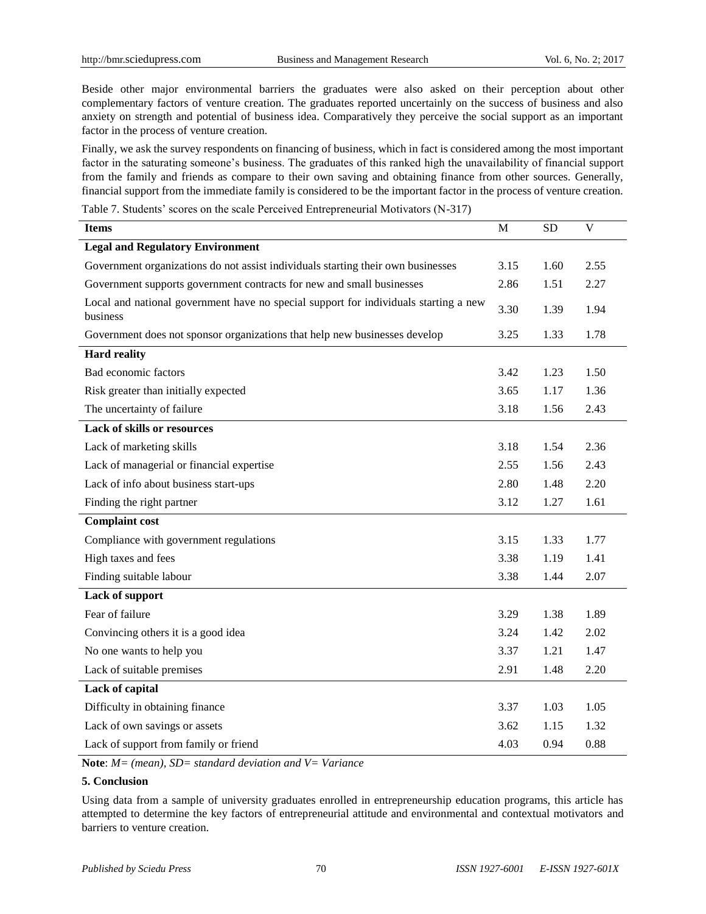Beside other major environmental barriers the graduates were also asked on their perception about other complementary factors of venture creation. The graduates reported uncertainly on the success of business and also anxiety on strength and potential of business idea. Comparatively they perceive the social support as an important factor in the process of venture creation.

Finally, we ask the survey respondents on financing of business, which in fact is considered among the most important factor in the saturating someone's business. The graduates of this ranked high the unavailability of financial support from the family and friends as compare to their own saving and obtaining finance from other sources. Generally, financial support from the immediate family is considered to be the important factor in the process of venture creation.

Table 7. Students' scores on the scale Perceived Entrepreneurial Motivators (N-317)

| Items | M | SD | V |
|---|---|---|---|
| **Legal and Regulatory Environment** | | | |
| Government organizations do not assist individuals starting their own businesses | 3.15 | 1.60 | 2.55 |
| Government supports government contracts for new and small businesses | 2.86 | 1.51 | 2.27 |
| Local and national government have no special support for individuals starting a new business | 3.30 | 1.39 | 1.94 |
| Government does not sponsor organizations that help new businesses develop | 3.25 | 1.33 | 1.78 |
| **Hard reality** | | | |
| Bad economic factors | 3.42 | 1.23 | 1.50 |
| Risk greater than initially expected | 3.65 | 1.17 | 1.36 |
| The uncertainty of failure | 3.18 | 1.56 | 2.43 |
| **Lack of skills or resources** | | | |
| Lack of marketing skills | 3.18 | 1.54 | 2.36 |
| Lack of managerial or financial expertise | 2.55 | 1.56 | 2.43 |
| Lack of info about business start-ups | 2.80 | 1.48 | 2.20 |
| Finding the right partner | 3.12 | 1.27 | 1.61 |
| **Complaint cost** | | | |
| Compliance with government regulations | 3.15 | 1.33 | 1.77 |
| High taxes and fees | 3.38 | 1.19 | 1.41 |
| Finding suitable labour | 3.38 | 1.44 | 2.07 |
| **Lack of support** | | | |
| Fear of failure | 3.29 | 1.38 | 1.89 |
| Convincing others it is a good idea | 3.24 | 1.42 | 2.02 |
| No one wants to help you | 3.37 | 1.21 | 1.47 |
| Lack of suitable premises | 2.91 | 1.48 | 2.20 |
| **Lack of capital** | | | |
| Difficulty in obtaining finance | 3.37 | 1.03 | 1.05 |
| Lack of own savings or assets | 3.62 | 1.15 | 1.32 |
| Lack of support from family or friend | 4.03 | 0.94 | 0.88 |

**Note**: *M= (mean), SD= standard deviation and V= Variance*

## 5. Conclusion

Using data from a sample of university graduates enrolled in entrepreneurship education programs, this article has attempted to determine the key factors of entrepreneurial attitude and environmental and contextual motivators and barriers to venture creation.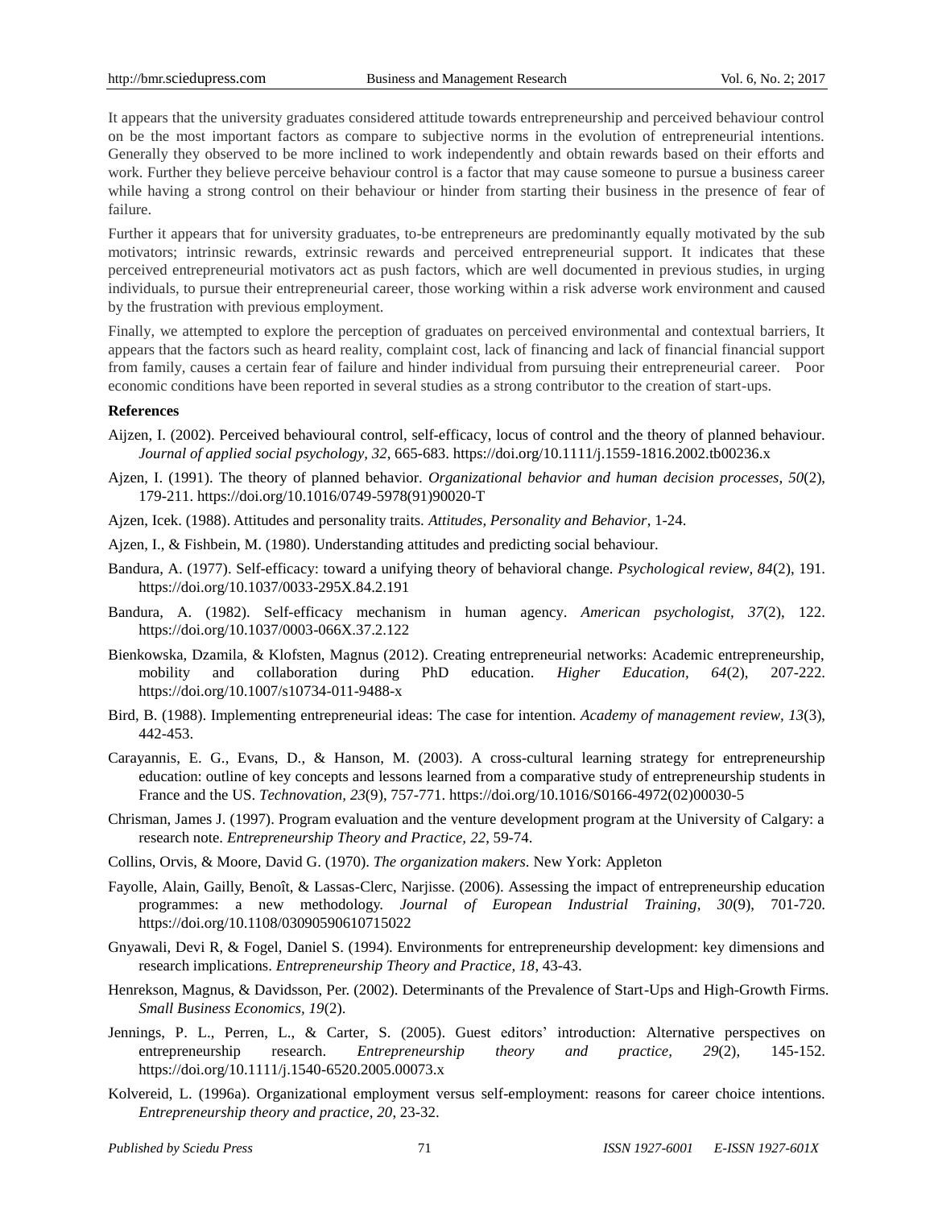It appears that the university graduates considered attitude towards entrepreneurship and perceived behaviour control on be the most important factors as compare to subjective norms in the evolution of entrepreneurial intentions. Generally they observed to be more inclined to work independently and obtain rewards based on their efforts and work. Further they believe perceive behaviour control is a factor that may cause someone to pursue a business career while having a strong control on their behaviour or hinder from starting their business in the presence of fear of failure.

Further it appears that for university graduates, to-be entrepreneurs are predominantly equally motivated by the sub motivators; intrinsic rewards, extrinsic rewards and perceived entrepreneurial support. It indicates that these perceived entrepreneurial motivators act as push factors, which are well documented in previous studies, in urging individuals, to pursue their entrepreneurial career, those working within a risk adverse work environment and caused by the frustration with previous employment.

Finally, we attempted to explore the perception of graduates on perceived environmental and contextual barriers, It appears that the factors such as heard reality, complaint cost, lack of financing and lack of financial financial support from family, causes a certain fear of failure and hinder individual from pursuing their entrepreneurial career. Poor economic conditions have been reported in several studies as a strong contributor to the creation of start-ups.

**References**

Aijzen, I. (2002). Perceived behavioural control, self-efficacy, locus of control and the theory of planned behaviour. *Journal of applied social psychology, 32*, 665-683. https://doi.org/10.1111/j.1559-1816.2002.tb00236.x

Ajzen, I. (1991). The theory of planned behavior. *Organizational behavior and human decision processes, 50*(2), 179-211. https://doi.org/10.1016/0749-5978(91)90020-T

Ajzen, Icek. (1988). Attitudes and personality traits. *Attitudes, Personality and Behavior*, 1-24.

Ajzen, I., & Fishbein, M. (1980). Understanding attitudes and predicting social behaviour.

Bandura, A. (1977). Self-efficacy: toward a unifying theory of behavioral change. *Psychological review, 84*(2), 191. https://doi.org/10.1037/0033-295X.84.2.191

Bandura, A. (1982). Self-efficacy mechanism in human agency. *American psychologist, 37*(2), 122. https://doi.org/10.1037/0003-066X.37.2.122

Bienkowska, Dzamila, & Klofsten, Magnus (2012). Creating entrepreneurial networks: Academic entrepreneurship, mobility and collaboration during PhD education. *Higher Education, 64*(2), 207-222. https://doi.org/10.1007/s10734-011-9488-x

Bird, B. (1988). Implementing entrepreneurial ideas: The case for intention. *Academy of management review, 13*(3), 442-453.

Carayannis, E. G., Evans, D., & Hanson, M. (2003). A cross-cultural learning strategy for entrepreneurship education: outline of key concepts and lessons learned from a comparative study of entrepreneurship students in France and the US. *Technovation, 23*(9), 757-771. https://doi.org/10.1016/S0166-4972(02)00030-5

Chrisman, James J. (1997). Program evaluation and the venture development program at the University of Calgary: a research note. *Entrepreneurship Theory and Practice, 22*, 59-74.

Collins, Orvis, & Moore, David G. (1970). *The organization makers*. New York: Appleton

Fayolle, Alain, Gailly, Benoît, & Lassas-Clerc, Narjisse. (2006). Assessing the impact of entrepreneurship education programmes: a new methodology. *Journal of European Industrial Training, 30*(9), 701-720. https://doi.org/10.1108/03090590610715022

Gnyawali, Devi R, & Fogel, Daniel S. (1994). Environments for entrepreneurship development: key dimensions and research implications. *Entrepreneurship Theory and Practice, 18*, 43-43.

Henrekson, Magnus, & Davidsson, Per. (2002). Determinants of the Prevalence of Start-Ups and High-Growth Firms. *Small Business Economics, 19*(2).

Jennings, P. L., Perren, L., & Carter, S. (2005). Guest editors' introduction: Alternative perspectives on entrepreneurship research. *Entrepreneurship theory and practice, 29*(2), 145-152. https://doi.org/10.1111/j.1540-6520.2005.00073.x

Kolvereid, L. (1996a). Organizational employment versus self-employment: reasons for career choice intentions. *Entrepreneurship theory and practice, 20*, 23-32.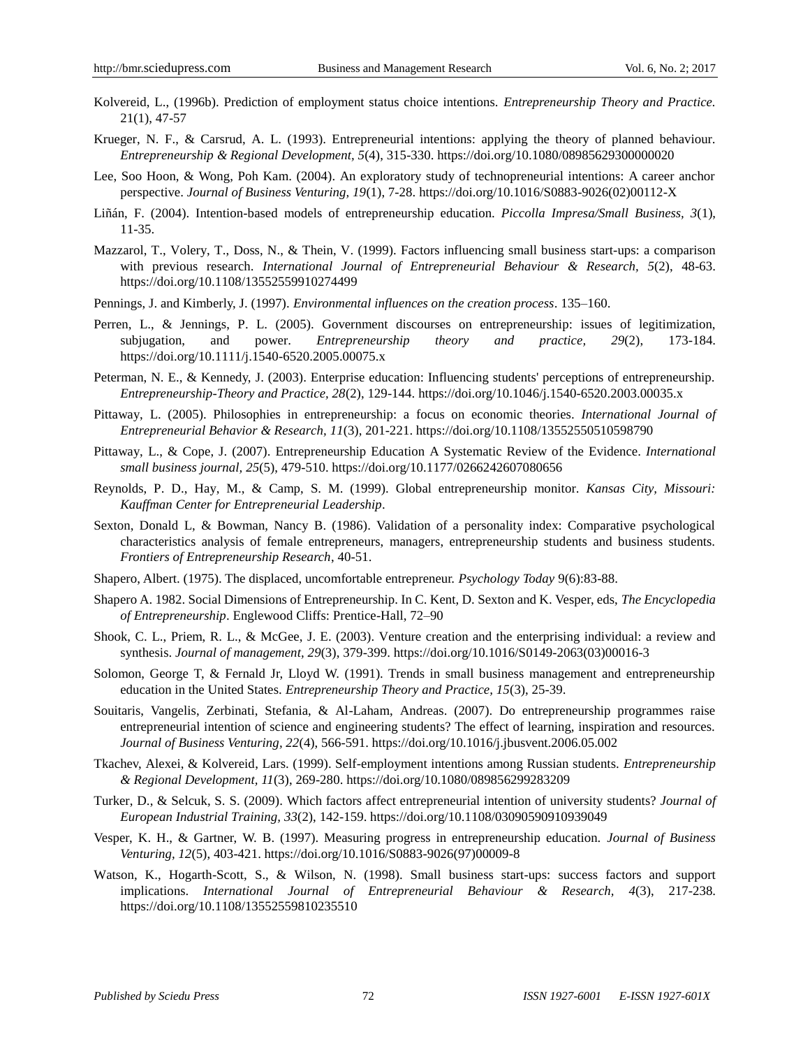Kolvereid, L., (1996b). Prediction of employment status choice intentions. *Entrepreneurship Theory and Practice.* 21(1), 47-57

Krueger, N. F., & Carsrud, A. L. (1993). Entrepreneurial intentions: applying the theory of planned behaviour. *Entrepreneurship & Regional Development, 5*(4), 315-330. https://doi.org/10.1080/08985629300000020

Lee, Soo Hoon, & Wong, Poh Kam. (2004). An exploratory study of technopreneurial intentions: A career anchor perspective. *Journal of Business Venturing, 19*(1), 7-28. https://doi.org/10.1016/S0883-9026(02)00112-X

Liñán, F. (2004). Intention-based models of entrepreneurship education. *Piccolla Impresa/Small Business, 3*(1), 11-35.

Mazzarol, T., Volery, T., Doss, N., & Thein, V. (1999). Factors influencing small business start-ups: a comparison with previous research. *International Journal of Entrepreneurial Behaviour & Research, 5*(2), 48-63. https://doi.org/10.1108/13552559910274499

Pennings, J. and Kimberly, J. (1997). *Environmental influences on the creation process*. 135–160.

Perren, L., & Jennings, P. L. (2005). Government discourses on entrepreneurship: issues of legitimization, subjugation, and power. *Entrepreneurship theory and practice, 29*(2), 173-184. https://doi.org/10.1111/j.1540-6520.2005.00075.x

Peterman, N. E., & Kennedy, J. (2003). Enterprise education: Influencing students' perceptions of entrepreneurship. *Entrepreneurship-Theory and Practice, 28*(2), 129-144. https://doi.org/10.1046/j.1540-6520.2003.00035.x

Pittaway, L. (2005). Philosophies in entrepreneurship: a focus on economic theories. *International Journal of Entrepreneurial Behavior & Research, 11*(3), 201-221. https://doi.org/10.1108/13552550510598790

Pittaway, L., & Cope, J. (2007). Entrepreneurship Education A Systematic Review of the Evidence. *International small business journal, 25*(5), 479-510. https://doi.org/10.1177/0266242607080656

Reynolds, P. D., Hay, M., & Camp, S. M. (1999). Global entrepreneurship monitor. *Kansas City, Missouri: Kauffman Center for Entrepreneurial Leadership*.

Sexton, Donald L, & Bowman, Nancy B. (1986). Validation of a personality index: Comparative psychological characteristics analysis of female entrepreneurs, managers, entrepreneurship students and business students. *Frontiers of Entrepreneurship Research*, 40-51.

Shapero, Albert. (1975). The displaced, uncomfortable entrepreneur. *Psychology Today* 9(6):83-88.

Shapero A. 1982. Social Dimensions of Entrepreneurship. In C. Kent, D. Sexton and K. Vesper, eds, *The Encyclopedia of Entrepreneurship*. Englewood Cliffs: Prentice-Hall, 72–90

Shook, C. L., Priem, R. L., & McGee, J. E. (2003). Venture creation and the enterprising individual: a review and synthesis. *Journal of management, 29*(3), 379-399. https://doi.org/10.1016/S0149-2063(03)00016-3

Solomon, George T, & Fernald Jr, Lloyd W. (1991). Trends in small business management and entrepreneurship education in the United States. *Entrepreneurship Theory and Practice, 15*(3), 25-39.

Souitaris, Vangelis, Zerbinati, Stefania, & Al-Laham, Andreas. (2007). Do entrepreneurship programmes raise entrepreneurial intention of science and engineering students? The effect of learning, inspiration and resources. *Journal of Business Venturing, 22*(4), 566-591. https://doi.org/10.1016/j.jbusvent.2006.05.002

Tkachev, Alexei, & Kolvereid, Lars. (1999). Self-employment intentions among Russian students. *Entrepreneurship & Regional Development, 11*(3), 269-280. https://doi.org/10.1080/089856299283209

Turker, D., & Selcuk, S. S. (2009). Which factors affect entrepreneurial intention of university students? *Journal of European Industrial Training, 33*(2), 142-159. https://doi.org/10.1108/03090590910939049

Vesper, K. H., & Gartner, W. B. (1997). Measuring progress in entrepreneurship education. *Journal of Business Venturing, 12*(5), 403-421. https://doi.org/10.1016/S0883-9026(97)00009-8

Watson, K., Hogarth-Scott, S., & Wilson, N. (1998). Small business start-ups: success factors and support implications. *International Journal of Entrepreneurial Behaviour & Research, 4*(3), 217-238. https://doi.org/10.1108/13552559810235510